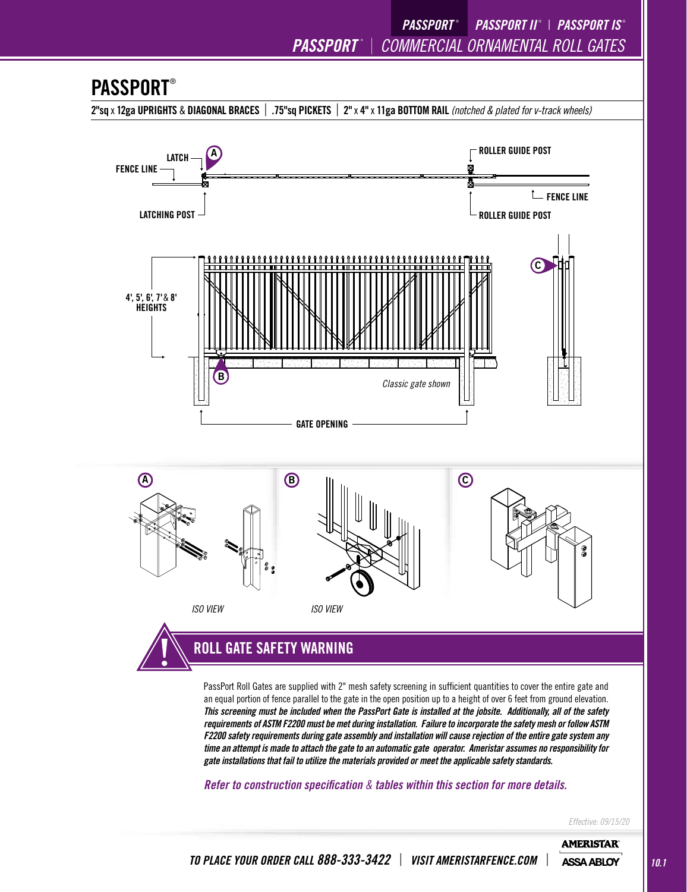# PASSPORT®

**2"sq x 12ga UPRIGHTS & DIAGONAL BRACES | .75"sq PICKETS | 2" x 4" x 11ga BOTTOM RAIL** *(notched & plated for v-track wheels)*

LATCH

FENCE LINE

LATCHING POST

ROLLER GUIDE POST

FENCE LINE

ROLLER GUIDE POST

4', 5', 6', 7' & 8' HEIGHTS

*Classic gate shown*

GATE OPENING

*ISO VIEW*

*ISO VIEW*

## ROLL GATE SAFETY WARNING

PassPort Roll Gates are supplied with 2" mesh safety screening in sufficient quantities to cover the entire gate and an equal portion of fence parallel to the gate in the open position up to a height of over 6 feet from ground elevation. ***This screening must be included when the PassPort Gate is installed at the jobsite. Additionally, all of the safety requirements of ASTM F2200 must be met during installation. Failure to incorporate the safety mesh or follow ASTM F2200 safety requirements during gate assembly and installation will cause rejection of the entire gate system any time an attempt is made to attach the gate to an automatic gate operator. Ameristar assumes no responsibility for gate installations that fail to utilize the materials provided or meet the applicable safety standards.***

***Refer to construction specification & tables within this section for more details.***

*Effective: 09/15/20*

*TO PLACE YOUR ORDER CALL 888-333-3422 | VISIT AMERISTARFENCE.COM*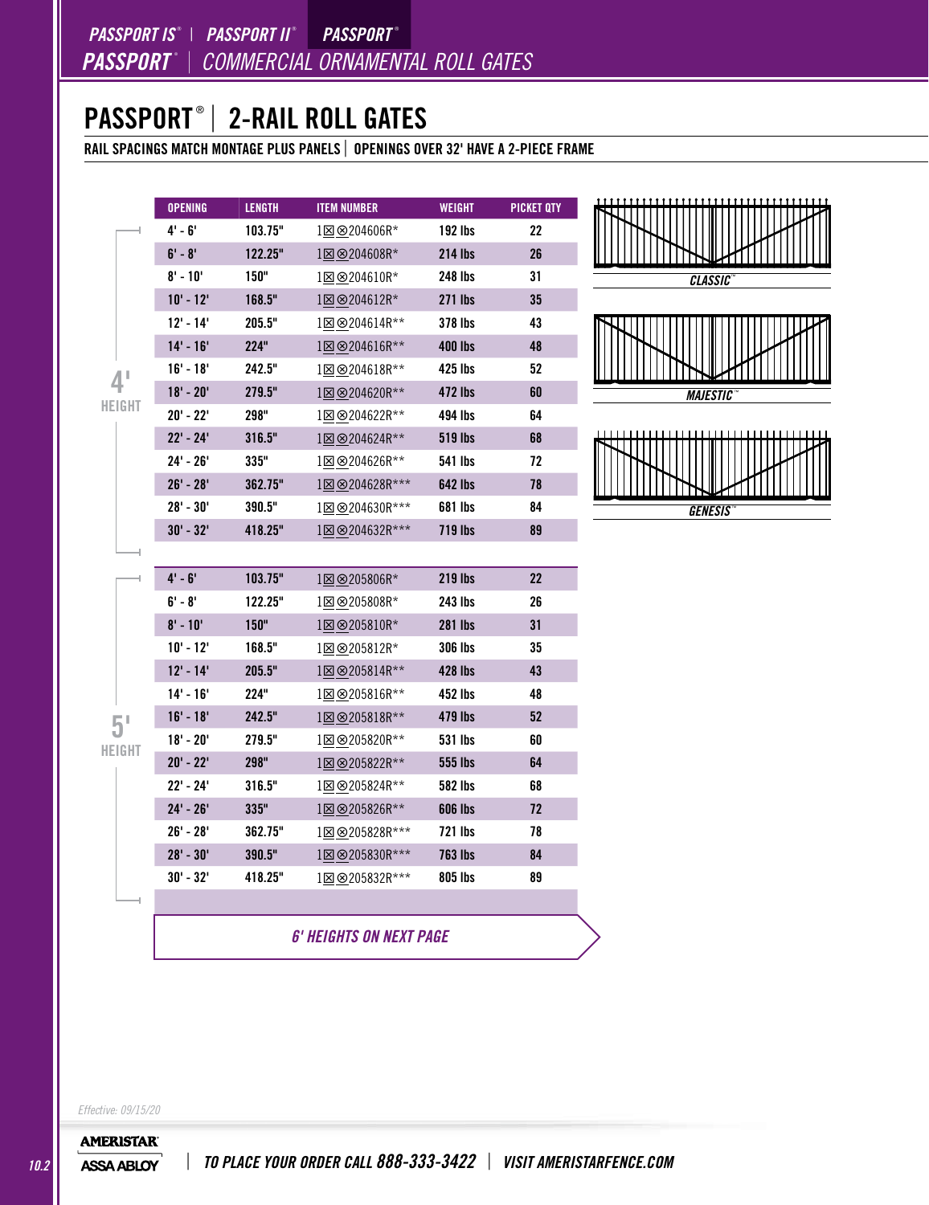PASSPORT IS® | PASSPORT II® | PASSPORT®

PASSPORT® | COMMERCIAL ORNAMENTAL ROLL GATES

# PASSPORT® | 2-RAIL ROLL GATES

**RAIL SPACINGS MATCH MONTAGE PLUS PANELS | OPENINGS OVER 32' HAVE A 2-PIECE FRAME**

| HEIGHT | OPENING | LENGTH | ITEM NUMBER | WEIGHT | PICKET QTY |
|---|---|---|---|---|---|
| 4' HEIGHT | 4' - 6' | 103.75" | 1⊠⊗204606R* | 192 lbs | 22 |
| | 6' - 8' | 122.25" | 1⊠⊗204608R* | 214 lbs | 26 |
| | 8' - 10' | 150" | 1⊠⊗204610R* | 248 lbs | 31 |
| | 10' - 12' | 168.5" | 1⊠⊗204612R* | 271 lbs | 35 |
| | 12' - 14' | 205.5" | 1⊠⊗204614R** | 378 lbs | 43 |
| | 14' - 16' | 224" | 1⊠⊗204616R** | 400 lbs | 48 |
| | 16' - 18' | 242.5" | 1⊠⊗204618R** | 425 lbs | 52 |
| | 18' - 20' | 279.5" | 1⊠⊗204620R** | 472 lbs | 60 |
| | 20' - 22' | 298" | 1⊠⊗204622R** | 494 lbs | 64 |
| | 22' - 24' | 316.5" | 1⊠⊗204624R** | 519 lbs | 68 |
| | 24' - 26' | 335" | 1⊠⊗204626R** | 541 lbs | 72 |
| | 26' - 28' | 362.75" | 1⊠⊗204628R*** | 642 lbs | 78 |
| | 28' - 30' | 390.5" | 1⊠⊗204630R*** | 681 lbs | 84 |
| | 30' - 32' | 418.25" | 1⊠⊗204632R*** | 719 lbs | 89 |
| 5' HEIGHT | 4' - 6' | 103.75" | 1⊠⊗205806R* | 219 lbs | 22 |
| | 6' - 8' | 122.25" | 1⊠⊗205808R* | 243 lbs | 26 |
| | 8' - 10' | 150" | 1⊠⊗205810R* | 281 lbs | 31 |
| | 10' - 12' | 168.5" | 1⊠⊗205812R* | 306 lbs | 35 |
| | 12' - 14' | 205.5" | 1⊠⊗205814R** | 428 lbs | 43 |
| | 14' - 16' | 224" | 1⊠⊗205816R** | 452 lbs | 48 |
| | 16' - 18' | 242.5" | 1⊠⊗205818R** | 479 lbs | 52 |
| | 18' - 20' | 279.5" | 1⊠⊗205820R** | 531 lbs | 60 |
| | 20' - 22' | 298" | 1⊠⊗205822R** | 555 lbs | 64 |
| | 22' - 24' | 316.5" | 1⊠⊗205824R** | 582 lbs | 68 |
| | 24' - 26' | 335" | 1⊠⊗205826R** | 606 lbs | 72 |
| | 26' - 28' | 362.75" | 1⊠⊗205828R*** | 721 lbs | 78 |
| | 28' - 30' | 390.5" | 1⊠⊗205830R*** | 763 lbs | 84 |
| | 30' - 32' | 418.25" | 1⊠⊗205832R*** | 805 lbs | 89 |

*CLASSIC™*

*MAJESTIC™*

*GENESIS™*

***6' HEIGHTS ON NEXT PAGE***

*Effective: 09/15/20*

AMERISTAR ASSA ABLOY | TO PLACE YOUR ORDER CALL 888-333-3422 | VISIT AMERISTARFENCE.COM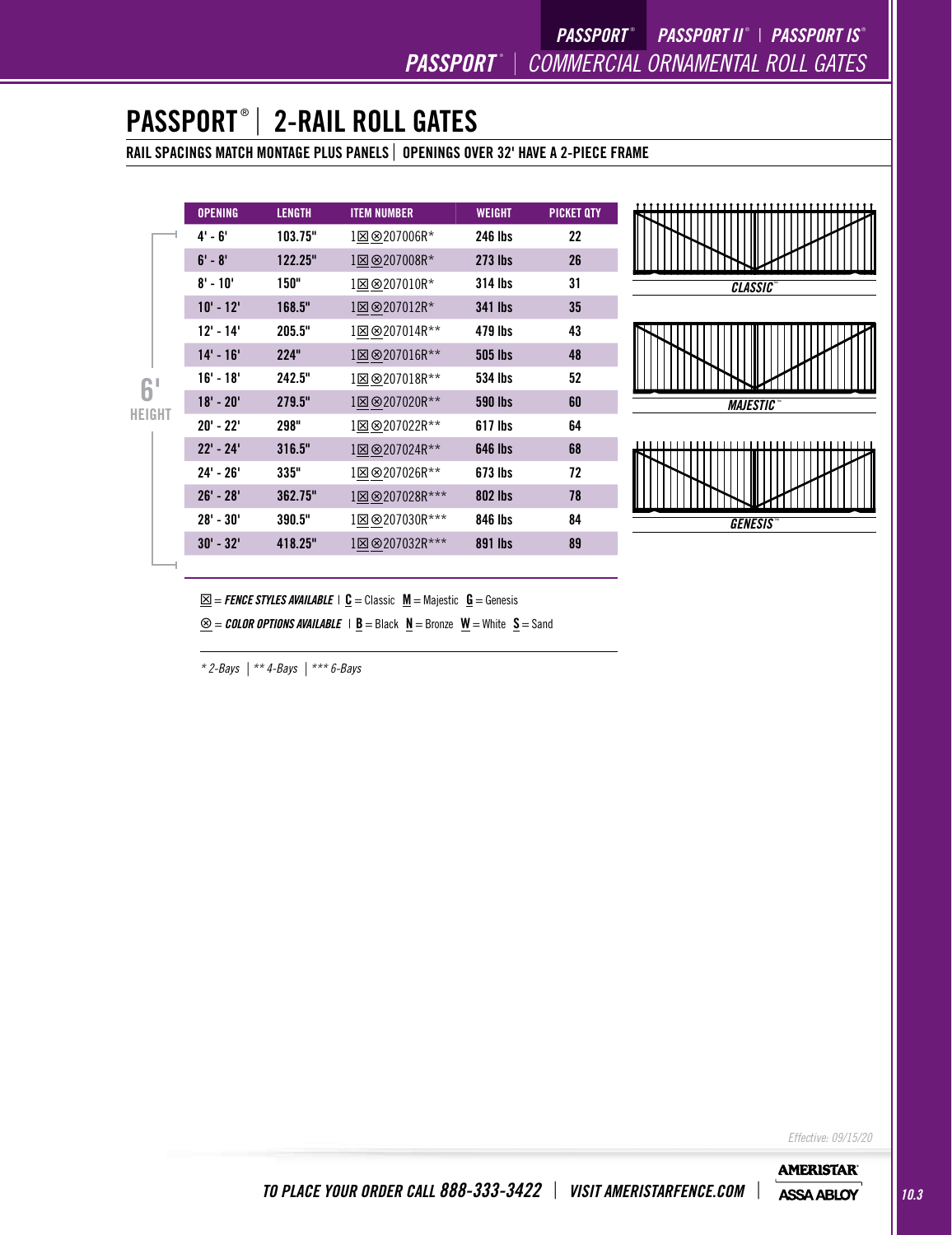# PASSPORT® | 2-RAIL ROLL GATES

**RAIL SPACINGS MATCH MONTAGE PLUS PANELS | OPENINGS OVER 32' HAVE A 2-PIECE FRAME**

**6' HEIGHT**

| OPENING | LENGTH | ITEM NUMBER | WEIGHT | PICKET QTY |
|---|---|---|---|---|
| 4' - 6' | 103.75" | 1⊠⊗207006R* | 246 lbs | 22 |
| 6' - 8' | 122.25" | 1⊠⊗207008R* | 273 lbs | 26 |
| 8' - 10' | 150" | 1⊠⊗207010R* | 314 lbs | 31 |
| 10' - 12' | 168.5" | 1⊠⊗207012R* | 341 lbs | 35 |
| 12' - 14' | 205.5" | 1⊠⊗207014R** | 479 lbs | 43 |
| 14' - 16' | 224" | 1⊠⊗207016R** | 505 lbs | 48 |
| 16' - 18' | 242.5" | 1⊠⊗207018R** | 534 lbs | 52 |
| 18' - 20' | 279.5" | 1⊠⊗207020R** | 590 lbs | 60 |
| 20' - 22' | 298" | 1⊠⊗207022R** | 617 lbs | 64 |
| 22' - 24' | 316.5" | 1⊠⊗207024R** | 646 lbs | 68 |
| 24' - 26' | 335" | 1⊠⊗207026R** | 673 lbs | 72 |
| 26' - 28' | 362.75" | 1⊠⊗207028R*** | 802 lbs | 78 |
| 28' - 30' | 390.5" | 1⊠⊗207030R*** | 846 lbs | 84 |
| 30' - 32' | 418.25" | 1⊠⊗207032R*** | 891 lbs | 89 |

CLASSIC™

MAJESTIC™

GENESIS™

⊠ = ***FENCE STYLES AVAILABLE*** | **C** = Classic **M** = Majestic **G** = Genesis

⊗ = ***COLOR OPTIONS AVAILABLE*** | **B** = Black **N** = Bronze **W** = White **S** = Sand

*\* 2-Bays | \*\* 4-Bays | \*\*\* 6-Bays*

*Effective: 09/15/20*

***TO PLACE YOUR ORDER CALL 888-333-3422 | VISIT AMERISTARFENCE.COM***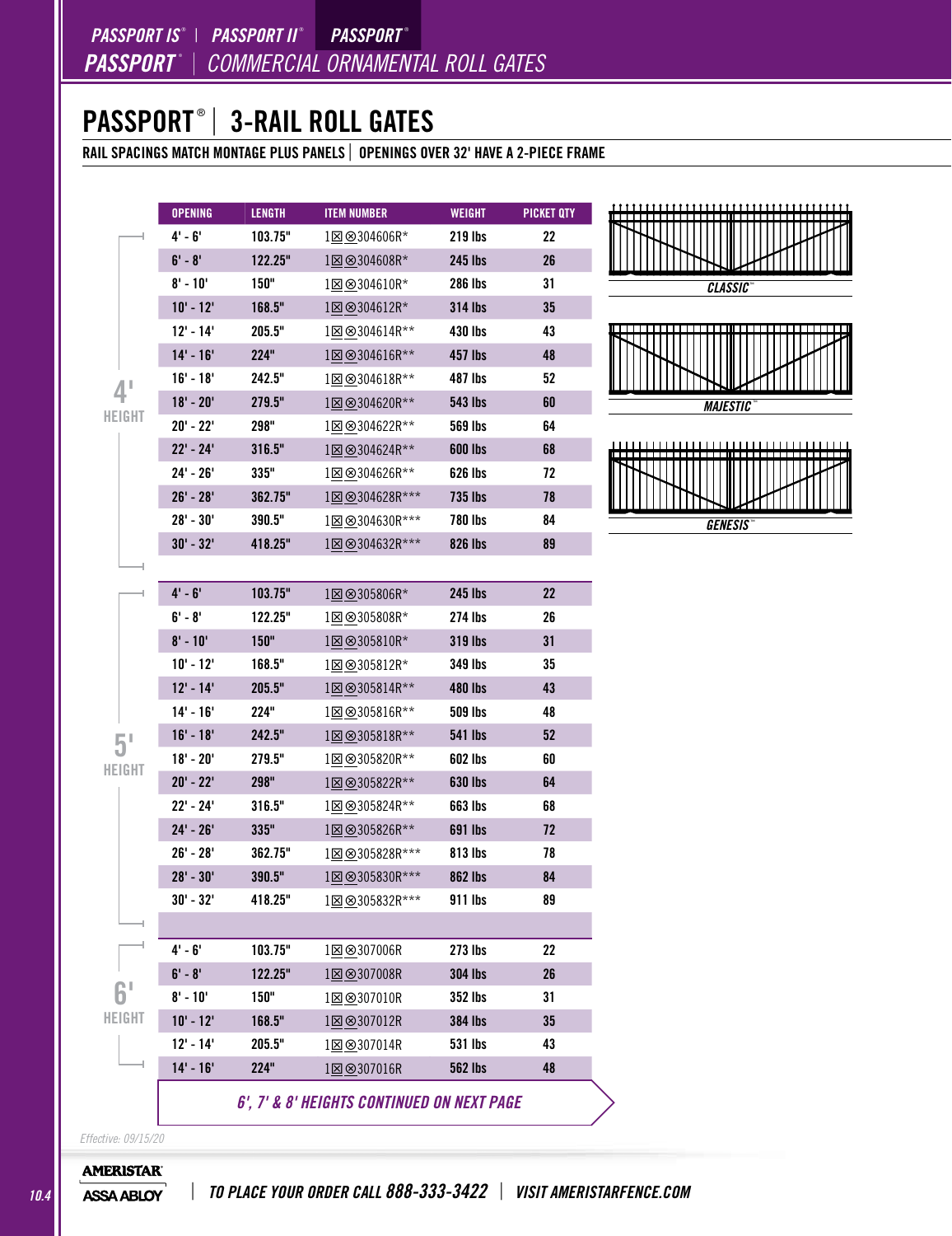PASSPORT IS® | PASSPORT II® | PASSPORT®

PASSPORT® | COMMERCIAL ORNAMENTAL ROLL GATES

# PASSPORT® | 3-RAIL ROLL GATES

**RAIL SPACINGS MATCH MONTAGE PLUS PANELS | OPENINGS OVER 32' HAVE A 2-PIECE FRAME**

| HEIGHT | OPENING | LENGTH | ITEM NUMBER | WEIGHT | PICKET QTY |
|---|---|---|---|---|---|
| 4' HEIGHT | 4' - 6' | 103.75" | 1☒⊗304606R* | 219 lbs | 22 |
| | 6' - 8' | 122.25" | 1☒⊗304608R* | 245 lbs | 26 |
| | 8' - 10' | 150" | 1☒⊗304610R* | 286 lbs | 31 |
| | 10' - 12' | 168.5" | 1☒⊗304612R* | 314 lbs | 35 |
| | 12' - 14' | 205.5" | 1☒⊗304614R** | 430 lbs | 43 |
| | 14' - 16' | 224" | 1☒⊗304616R** | 457 lbs | 48 |
| | 16' - 18' | 242.5" | 1☒⊗304618R** | 487 lbs | 52 |
| | 18' - 20' | 279.5" | 1☒⊗304620R** | 543 lbs | 60 |
| | 20' - 22' | 298" | 1☒⊗304622R** | 569 lbs | 64 |
| | 22' - 24' | 316.5" | 1☒⊗304624R** | 600 lbs | 68 |
| | 24' - 26' | 335" | 1☒⊗304626R** | 626 lbs | 72 |
| | 26' - 28' | 362.75" | 1☒⊗304628R*** | 735 lbs | 78 |
| | 28' - 30' | 390.5" | 1☒⊗304630R*** | 780 lbs | 84 |
| | 30' - 32' | 418.25" | 1☒⊗304632R*** | 826 lbs | 89 |
| 5' HEIGHT | 4' - 6' | 103.75" | 1☒⊗305806R* | 245 lbs | 22 |
| | 6' - 8' | 122.25" | 1☒⊗305808R* | 274 lbs | 26 |
| | 8' - 10' | 150" | 1☒⊗305810R* | 319 lbs | 31 |
| | 10' - 12' | 168.5" | 1☒⊗305812R* | 349 lbs | 35 |
| | 12' - 14' | 205.5" | 1☒⊗305814R** | 480 lbs | 43 |
| | 14' - 16' | 224" | 1☒⊗305816R** | 509 lbs | 48 |
| | 16' - 18' | 242.5" | 1☒⊗305818R** | 541 lbs | 52 |
| | 18' - 20' | 279.5" | 1☒⊗305820R** | 602 lbs | 60 |
| | 20' - 22' | 298" | 1☒⊗305822R** | 630 lbs | 64 |
| | 22' - 24' | 316.5" | 1☒⊗305824R** | 663 lbs | 68 |
| | 24' - 26' | 335" | 1☒⊗305826R** | 691 lbs | 72 |
| | 26' - 28' | 362.75" | 1☒⊗305828R*** | 813 lbs | 78 |
| | 28' - 30' | 390.5" | 1☒⊗305830R*** | 862 lbs | 84 |
| | 30' - 32' | 418.25" | 1☒⊗305832R*** | 911 lbs | 89 |
| 6' HEIGHT | 4' - 6' | 103.75" | 1☒⊗307006R | 273 lbs | 22 |
| | 6' - 8' | 122.25" | 1☒⊗307008R | 304 lbs | 26 |
| | 8' - 10' | 150" | 1☒⊗307010R | 352 lbs | 31 |
| | 10' - 12' | 168.5" | 1☒⊗307012R | 384 lbs | 35 |
| | 12' - 14' | 205.5" | 1☒⊗307014R | 531 lbs | 43 |
| | 14' - 16' | 224" | 1☒⊗307016R | 562 lbs | 48 |

*6', 7' & 8' HEIGHTS CONTINUED ON NEXT PAGE*

CLASSIC™

MAJESTIC™

GENESIS™

*Effective: 09/15/20*

AMERISTAR | ASSA ABLOY

*TO PLACE YOUR ORDER CALL 888-333-3422 | VISIT AMERISTARFENCE.COM*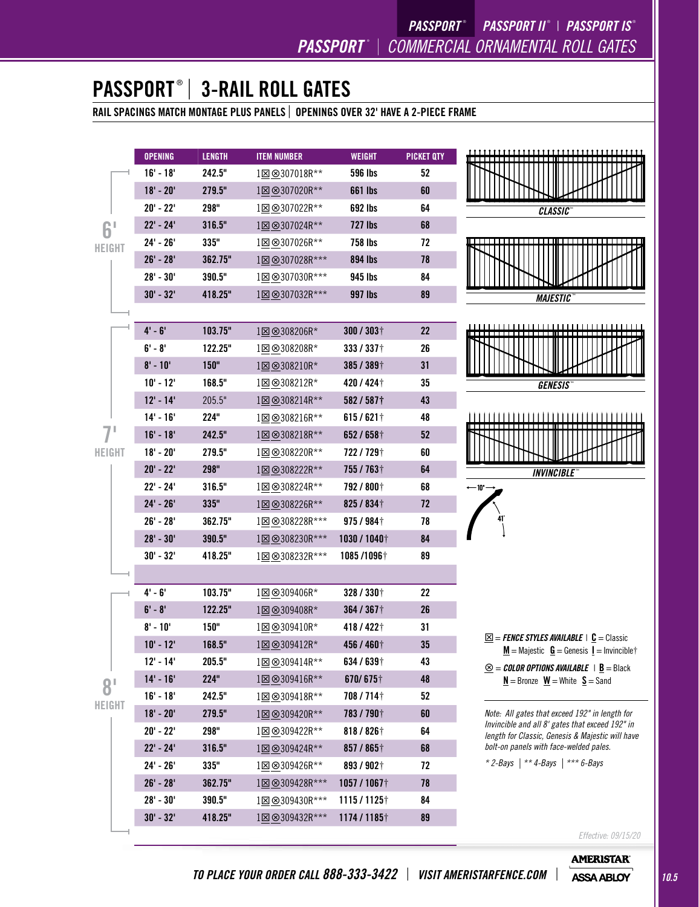# PASSPORT® | 3-RAIL ROLL GATES

**RAIL SPACINGS MATCH MONTAGE PLUS PANELS | OPENINGS OVER 32' HAVE A 2-PIECE FRAME**

| HEIGHT | OPENING | LENGTH | ITEM NUMBER | WEIGHT | PICKET QTY |
|---|---|---|---|---|---|
| 6' HEIGHT | 16' - 18' | 242.5" | 1⊠⊗307018R** | 596 lbs | 52 |
| | 18' - 20' | 279.5" | 1⊠⊗307020R** | 661 lbs | 60 |
| | 20' - 22' | 298" | 1⊠⊗307022R** | 692 lbs | 64 |
| | 22' - 24' | 316.5" | 1⊠⊗307024R** | 727 lbs | 68 |
| | 24' - 26' | 335" | 1⊠⊗307026R** | 758 lbs | 72 |
| | 26' - 28' | 362.75" | 1⊠⊗307028R*** | 894 lbs | 78 |
| | 28' - 30' | 390.5" | 1⊠⊗307030R*** | 945 lbs | 84 |
| | 30' - 32' | 418.25" | 1⊠⊗307032R*** | 997 lbs | 89 |
| 7' HEIGHT | 4' - 6' | 103.75" | 1⊠⊗308206R* | 300 / 303† | 22 |
| | 6' - 8' | 122.25" | 1⊠⊗308208R* | 333 / 337† | 26 |
| | 8' - 10' | 150" | 1⊠⊗308210R* | 385 / 389† | 31 |
| | 10' - 12' | 168.5" | 1⊠⊗308212R* | 420 / 424† | 35 |
| | 12' - 14' | 205.5" | 1⊠⊗308214R** | 582 / 587† | 43 |
| | 14' - 16' | 224" | 1⊠⊗308216R** | 615 / 621† | 48 |
| | 16' - 18' | 242.5" | 1⊠⊗308218R** | 652 / 658† | 52 |
| | 18' - 20' | 279.5" | 1⊠⊗308220R** | 722 / 729† | 60 |
| | 20' - 22' | 298" | 1⊠⊗308222R** | 755 / 763† | 64 |
| | 22' - 24' | 316.5" | 1⊠⊗308224R** | 792 / 800† | 68 |
| | 24' - 26' | 335" | 1⊠⊗308226R** | 825 / 834† | 72 |
| | 26' - 28' | 362.75" | 1⊠⊗308228R*** | 975 / 984† | 78 |
| | 28' - 30' | 390.5" | 1⊠⊗308230R*** | 1030 / 1040† | 84 |
| | 30' - 32' | 418.25" | 1⊠⊗308232R*** | 1085 /1096† | 89 |
| 8' HEIGHT | 4' - 6' | 103.75" | 1⊠⊗309406R* | 328 / 330† | 22 |
| | 6' - 8' | 122.25" | 1⊠⊗309408R* | 364 / 367† | 26 |
| | 8' - 10' | 150" | 1⊠⊗309410R* | 418 / 422† | 31 |
| | 10' - 12' | 168.5" | 1⊠⊗309412R* | 456 / 460† | 35 |
| | 12' - 14' | 205.5" | 1⊠⊗309414R** | 634 / 639† | 43 |
| | 14' - 16' | 224" | 1⊠⊗309416R** | 670/ 675† | 48 |
| | 16' - 18' | 242.5" | 1⊠⊗309418R** | 708 / 714† | 52 |
| | 18' - 20' | 279.5" | 1⊠⊗309420R** | 783 / 790† | 60 |
| | 20' - 22' | 298" | 1⊠⊗309422R** | 818 / 826† | 64 |
| | 22' - 24' | 316.5" | 1⊠⊗309424R** | 857 / 865† | 68 |
| | 24' - 26' | 335" | 1⊠⊗309426R** | 893 / 902† | 72 |
| | 26' - 28' | 362.75" | 1⊠⊗309428R*** | 1057 / 1067† | 78 |
| | 28' - 30' | 390.5" | 1⊠⊗309430R*** | 1115 / 1125† | 84 |
| | 30' - 32' | 418.25" | 1⊠⊗309432R*** | 1174 / 1185† | 89 |

*CLASSIC*™

*MAJESTIC*™

*GENESIS*™

*INVINCIBLE*™

10" — 41"

⊠ = ***FENCE STYLES AVAILABLE*** | **C** = Classic **M** = Majestic **G** = Genesis **I** = Invincible†

⊗ = ***COLOR OPTIONS AVAILABLE*** | **B** = Black **N** = Bronze **W** = White **S** = Sand

*Note: All gates that exceed 192" in length for Invincible and all 8' gates that exceed 192" in length for Classic, Genesis & Majestic will have bolt-on panels with face-welded pales.*

*\* 2-Bays | \*\* 4-Bays | \*\*\* 6-Bays*

*Effective: 09/15/20*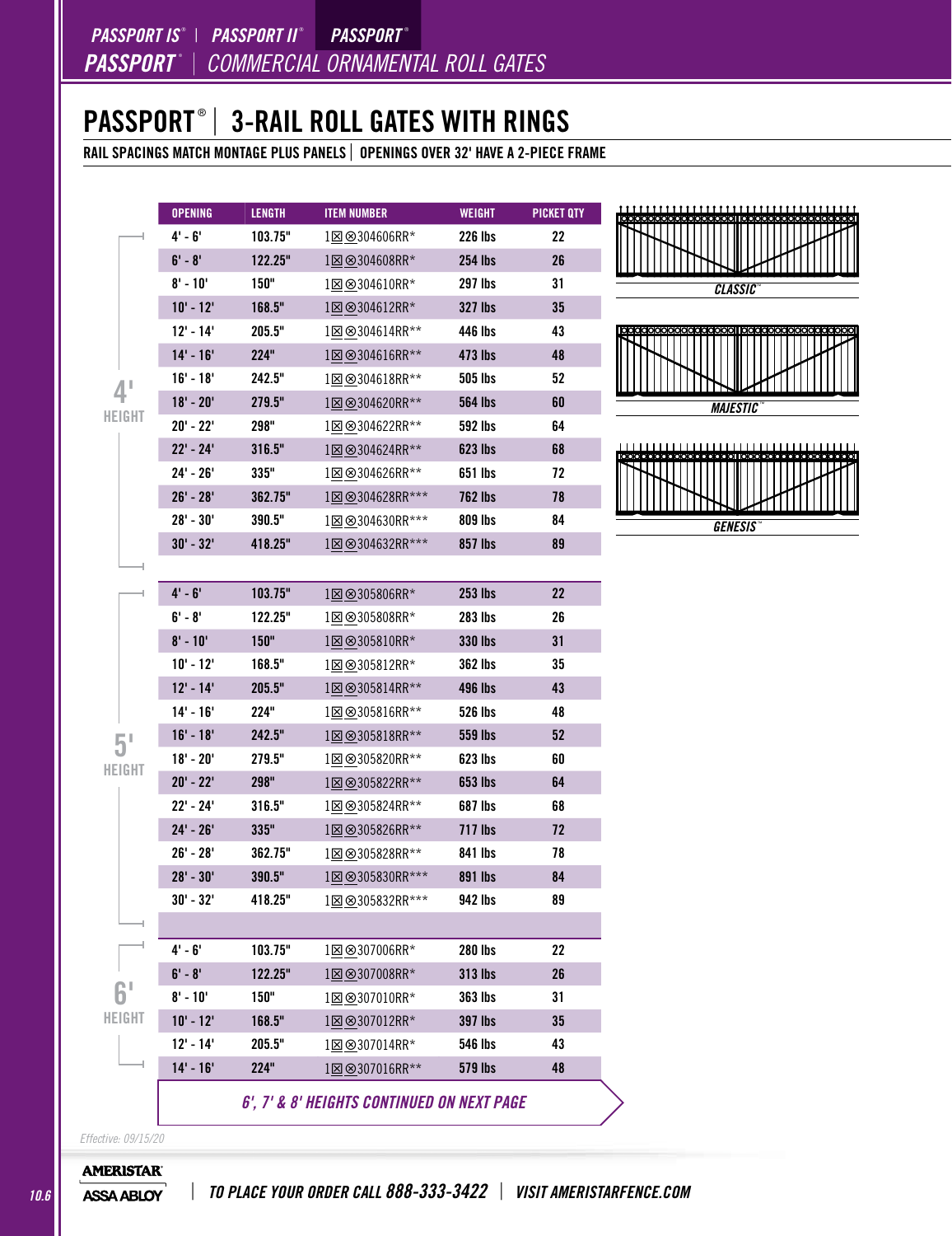PASSPORT IS® | PASSPORT II® | PASSPORT®

PASSPORT® | COMMERCIAL ORNAMENTAL ROLL GATES

# PASSPORT® | 3-RAIL ROLL GATES WITH RINGS

RAIL SPACINGS MATCH MONTAGE PLUS PANELS | OPENINGS OVER 32' HAVE A 2-PIECE FRAME

| HEIGHT | OPENING | LENGTH | ITEM NUMBER | WEIGHT | PICKET QTY |
|---|---|---|---|---|---|
| 4' | 4' - 6' | 103.75" | 1⊠⊗304606RR* | 226 lbs | 22 |
| 4' | 6' - 8' | 122.25" | 1⊠⊗304608RR* | 254 lbs | 26 |
| 4' | 8' - 10' | 150" | 1⊠⊗304610RR* | 297 lbs | 31 |
| 4' | 10' - 12' | 168.5" | 1⊠⊗304612RR* | 327 lbs | 35 |
| 4' | 12' - 14' | 205.5" | 1⊠⊗304614RR** | 446 lbs | 43 |
| 4' | 14' - 16' | 224" | 1⊠⊗304616RR** | 473 lbs | 48 |
| 4' | 16' - 18' | 242.5" | 1⊠⊗304618RR** | 505 lbs | 52 |
| 4' | 18' - 20' | 279.5" | 1⊠⊗304620RR** | 564 lbs | 60 |
| 4' | 20' - 22' | 298" | 1⊠⊗304622RR** | 592 lbs | 64 |
| 4' | 22' - 24' | 316.5" | 1⊠⊗304624RR** | 623 lbs | 68 |
| 4' | 24' - 26' | 335" | 1⊠⊗304626RR** | 651 lbs | 72 |
| 4' | 26' - 28' | 362.75" | 1⊠⊗304628RR*** | 762 lbs | 78 |
| 4' | 28' - 30' | 390.5" | 1⊠⊗304630RR*** | 809 lbs | 84 |
| 4' | 30' - 32' | 418.25" | 1⊠⊗304632RR*** | 857 lbs | 89 |
| 5' | 4' - 6' | 103.75" | 1⊠⊗305806RR* | 253 lbs | 22 |
| 5' | 6' - 8' | 122.25" | 1⊠⊗305808RR* | 283 lbs | 26 |
| 5' | 8' - 10' | 150" | 1⊠⊗305810RR* | 330 lbs | 31 |
| 5' | 10' - 12' | 168.5" | 1⊠⊗305812RR* | 362 lbs | 35 |
| 5' | 12' - 14' | 205.5" | 1⊠⊗305814RR** | 496 lbs | 43 |
| 5' | 14' - 16' | 224" | 1⊠⊗305816RR** | 526 lbs | 48 |
| 5' | 16' - 18' | 242.5" | 1⊠⊗305818RR** | 559 lbs | 52 |
| 5' | 18' - 20' | 279.5" | 1⊠⊗305820RR** | 623 lbs | 60 |
| 5' | 20' - 22' | 298" | 1⊠⊗305822RR** | 653 lbs | 64 |
| 5' | 22' - 24' | 316.5" | 1⊠⊗305824RR** | 687 lbs | 68 |
| 5' | 24' - 26' | 335" | 1⊠⊗305826RR** | 717 lbs | 72 |
| 5' | 26' - 28' | 362.75" | 1⊠⊗305828RR** | 841 lbs | 78 |
| 5' | 28' - 30' | 390.5" | 1⊠⊗305830RR*** | 891 lbs | 84 |
| 5' | 30' - 32' | 418.25" | 1⊠⊗305832RR*** | 942 lbs | 89 |
| 6' | 4' - 6' | 103.75" | 1⊠⊗307006RR* | 280 lbs | 22 |
| 6' | 6' - 8' | 122.25" | 1⊠⊗307008RR* | 313 lbs | 26 |
| 6' | 8' - 10' | 150" | 1⊠⊗307010RR* | 363 lbs | 31 |
| 6' | 10' - 12' | 168.5" | 1⊠⊗307012RR* | 397 lbs | 35 |
| 6' | 12' - 14' | 205.5" | 1⊠⊗307014RR* | 546 lbs | 43 |
| 6' | 14' - 16' | 224" | 1⊠⊗307016RR** | 579 lbs | 48 |

CLASSIC™

MAJESTIC™

GENESIS™

*6', 7' & 8' HEIGHTS CONTINUED ON NEXT PAGE*

*Effective: 09/15/20*

AMERISTAR ASSA ABLOY | TO PLACE YOUR ORDER CALL 888-333-3422 | VISIT AMERISTARFENCE.COM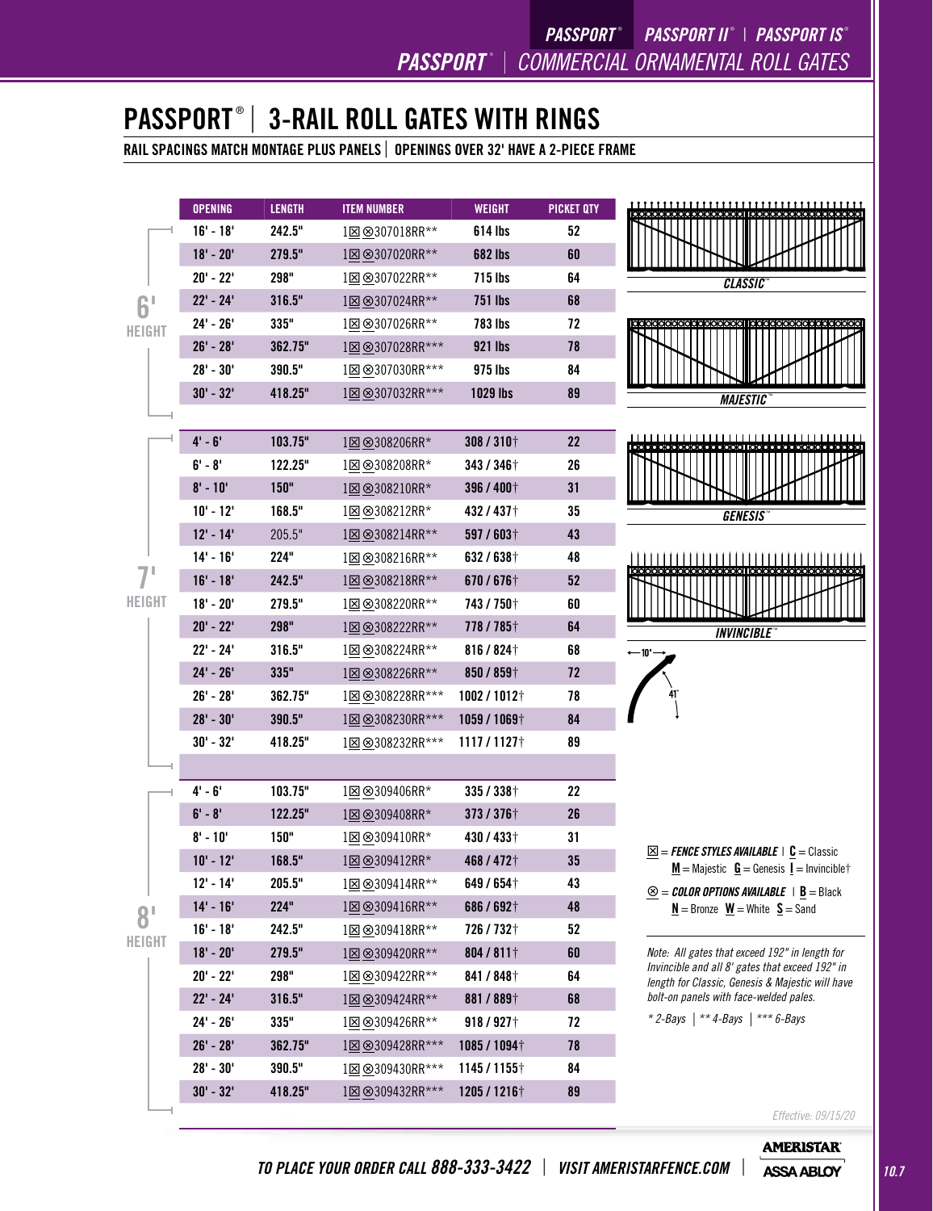# PASSPORT® | 3-RAIL ROLL GATES WITH RINGS

**RAIL SPACINGS MATCH MONTAGE PLUS PANELS | OPENINGS OVER 32' HAVE A 2-PIECE FRAME**

| HEIGHT | OPENING | LENGTH | ITEM NUMBER | WEIGHT | PICKET QTY |
|---|---|---|---|---|---|
| 6' HEIGHT | 16' - 18' | 242.5" | 1☒⊗307018RR** | 614 lbs | 52 |
| | 18' - 20' | 279.5" | 1☒⊗307020RR** | 682 lbs | 60 |
| | 20' - 22' | 298" | 1☒⊗307022RR** | 715 lbs | 64 |
| | 22' - 24' | 316.5" | 1☒⊗307024RR** | 751 lbs | 68 |
| | 24' - 26' | 335" | 1☒⊗307026RR** | 783 lbs | 72 |
| | 26' - 28' | 362.75" | 1☒⊗307028RR*** | 921 lbs | 78 |
| | 28' - 30' | 390.5" | 1☒⊗307030RR*** | 975 lbs | 84 |
| | 30' - 32' | 418.25" | 1☒⊗307032RR*** | 1029 lbs | 89 |
| 7' HEIGHT | 4' - 6' | 103.75" | 1☒⊗308206RR* | 308 / 310† | 22 |
| | 6' - 8' | 122.25" | 1☒⊗308208RR* | 343 / 346† | 26 |
| | 8' - 10' | 150" | 1☒⊗308210RR* | 396 / 400† | 31 |
| | 10' - 12' | 168.5" | 1☒⊗308212RR* | 432 / 437† | 35 |
| | 12' - 14' | 205.5" | 1☒⊗308214RR** | 597 / 603† | 43 |
| | 14' - 16' | 224" | 1☒⊗308216RR** | 632 / 638† | 48 |
| | 16' - 18' | 242.5" | 1☒⊗308218RR** | 670 / 676† | 52 |
| | 18' - 20' | 279.5" | 1☒⊗308220RR** | 743 / 750† | 60 |
| | 20' - 22' | 298" | 1☒⊗308222RR** | 778 / 785† | 64 |
| | 22' - 24' | 316.5" | 1☒⊗308224RR** | 816 / 824† | 68 |
| | 24' - 26' | 335" | 1☒⊗308226RR** | 850 / 859† | 72 |
| | 26' - 28' | 362.75" | 1☒⊗308228RR*** | 1002 / 1012† | 78 |
| | 28' - 30' | 390.5" | 1☒⊗308230RR*** | 1059 / 1069† | 84 |
| | 30' - 32' | 418.25" | 1☒⊗308232RR*** | 1117 / 1127† | 89 |
| 8' HEIGHT | 4' - 6' | 103.75" | 1☒⊗309406RR* | 335 / 338† | 22 |
| | 6' - 8' | 122.25" | 1☒⊗309408RR* | 373 / 376† | 26 |
| | 8' - 10' | 150" | 1☒⊗309410RR* | 430 / 433† | 31 |
| | 10' - 12' | 168.5" | 1☒⊗309412RR* | 468 / 472† | 35 |
| | 12' - 14' | 205.5" | 1☒⊗309414RR** | 649 / 654† | 43 |
| | 14' - 16' | 224" | 1☒⊗309416RR** | 686 / 692† | 48 |
| | 16' - 18' | 242.5" | 1☒⊗309418RR** | 726 / 732† | 52 |
| | 18' - 20' | 279.5" | 1☒⊗309420RR** | 804 / 811† | 60 |
| | 20' - 22' | 298" | 1☒⊗309422RR** | 841 / 848† | 64 |
| | 22' - 24' | 316.5" | 1☒⊗309424RR** | 881 / 889† | 68 |
| | 24' - 26' | 335" | 1☒⊗309426RR** | 918 / 927† | 72 |
| | 26' - 28' | 362.75" | 1☒⊗309428RR*** | 1085 / 1094† | 78 |
| | 28' - 30' | 390.5" | 1☒⊗309430RR*** | 1145 / 1155† | 84 |
| | 30' - 32' | 418.25" | 1☒⊗309432RR*** | 1205 / 1216† | 89 |

CLASSIC™

MAJESTIC™

GENESIS™

INVINCIBLE™

10' — 41"

☒ = ***FENCE STYLES AVAILABLE*** | **C** = Classic **M** = Majestic **G** = Genesis **I** = Invincible†

⊗ = ***COLOR OPTIONS AVAILABLE*** | **B** = Black **N** = Bronze **W** = White **S** = Sand

*Note: All gates that exceed 192" in length for Invincible and all 8' gates that exceed 192" in length for Classic, Genesis & Majestic will have bolt-on panels with face-welded pales.*

*\* 2-Bays | \*\* 4-Bays | \*\*\* 6-Bays*

*Effective: 09/15/20*

***TO PLACE YOUR ORDER CALL 888-333-3422 | VISIT AMERISTARFENCE.COM***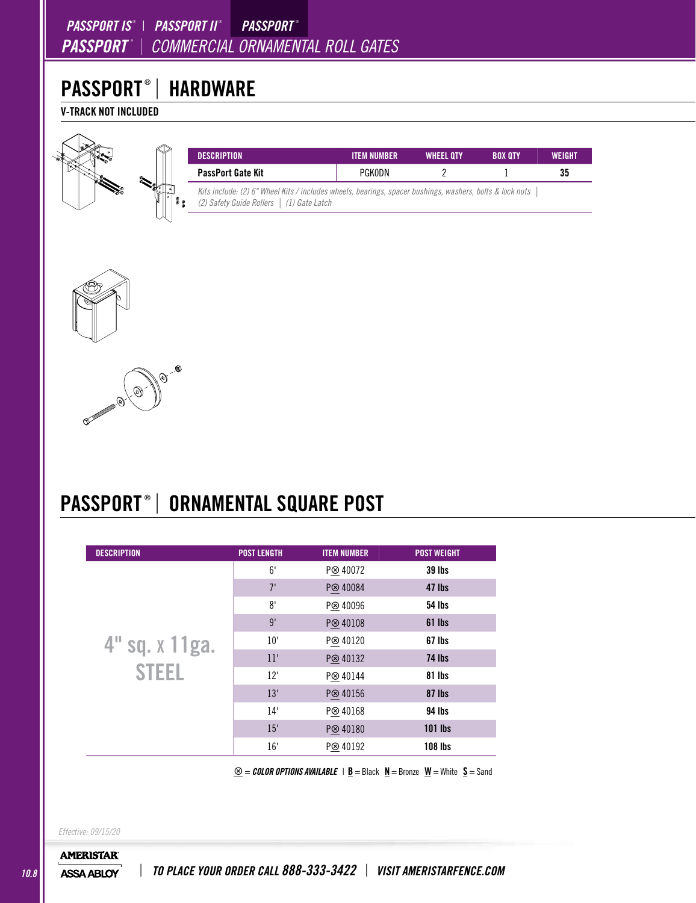# PASSPORT® | HARDWARE

**V-TRACK NOT INCLUDED**

| DESCRIPTION | ITEM NUMBER | WHEEL QTY | BOX QTY | WEIGHT |
|---|---|---|---|---|
| **PassPort Gate Kit** | PGK0DN | 2 | 1 | **35** |

*Kits include: (2) 6" Wheel Kits / includes wheels, bearings, spacer bushings, washers, bolts & lock nuts | (2) Safety Guide Rollers | (1) Gate Latch*

# PASSPORT® | ORNAMENTAL SQUARE POST

| DESCRIPTION | POST LENGTH | ITEM NUMBER | POST WEIGHT |
|---|---|---|---|
| 4" sq. x 11ga. STEEL | 6' | P⊗40072 | **39 lbs** |
| | 7' | P⊗40084 | **47 lbs** |
| | 8' | P⊗40096 | **54 lbs** |
| | 9' | P⊗40108 | **61 lbs** |
| | 10' | P⊗40120 | **67 lbs** |
| | 11' | P⊗40132 | **74 lbs** |
| | 12' | P⊗40144 | **81 lbs** |
| | 13' | P⊗40156 | **87 lbs** |
| | 14' | P⊗40168 | **94 lbs** |
| | 15' | P⊗40180 | **101 lbs** |
| | 16' | P⊗40192 | **108 lbs** |

⊗ = ***COLOR OPTIONS AVAILABLE*** | **B** = Black **N** = Bronze **W** = White **S** = Sand

*Effective: 09/15/20*

AMERISTAR ASSA ABLOY | *TO PLACE YOUR ORDER CALL 888-333-3422 | VISIT AMERISTARFENCE.COM*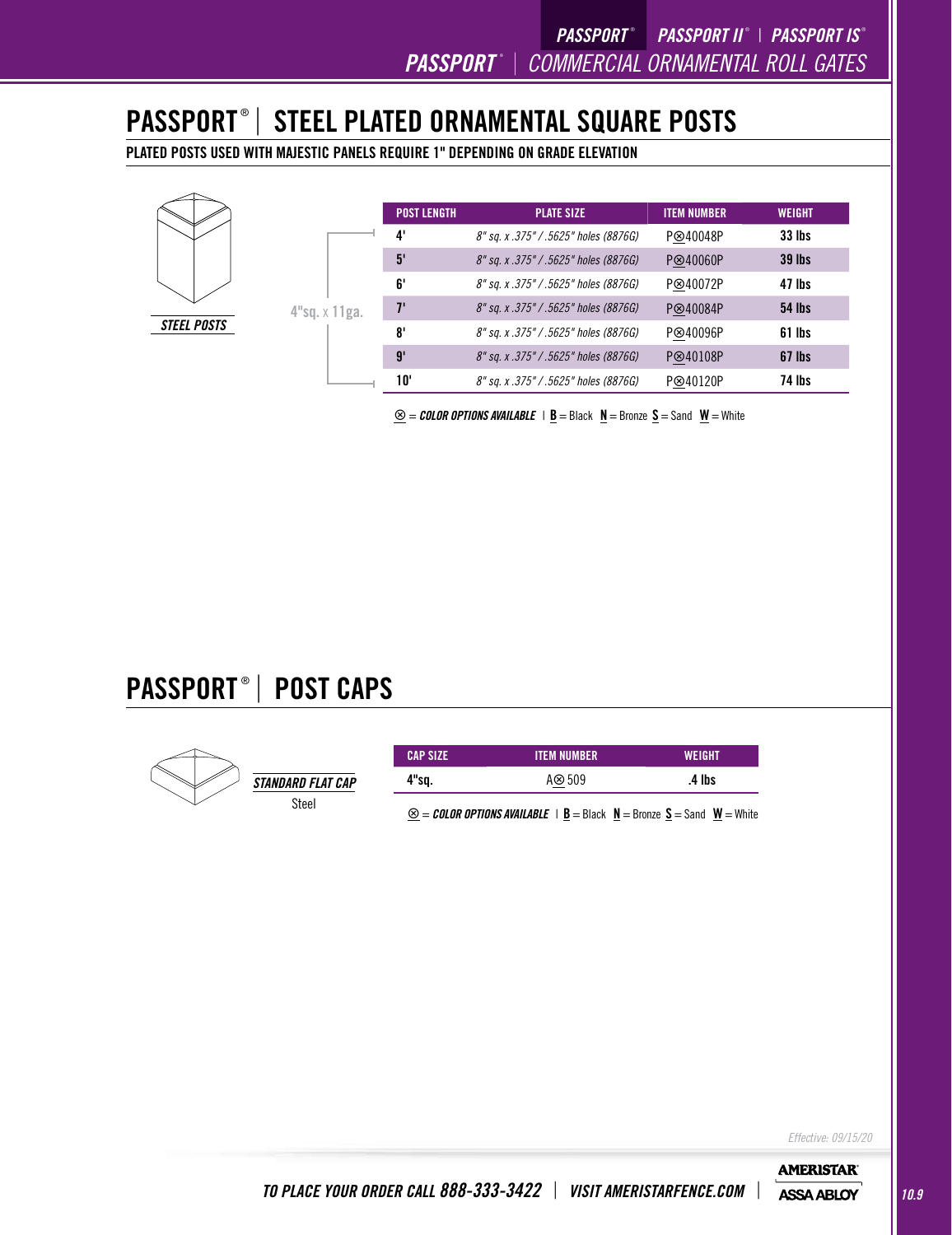# PASSPORT® | STEEL PLATED ORNAMENTAL SQUARE POSTS

**PLATED POSTS USED WITH MAJESTIC PANELS REQUIRE 1" DEPENDING ON GRADE ELEVATION**

*STEEL POSTS*

4"sq. x 11ga.

| POST LENGTH | PLATE SIZE | ITEM NUMBER | WEIGHT |
|---|---|---|---|
| 4' | 8" sq. x .375" / .5625" holes (8876G) | P⊗40048P | 33 lbs |
| 5' | 8" sq. x .375" / .5625" holes (8876G) | P⊗40060P | 39 lbs |
| 6' | 8" sq. x .375" / .5625" holes (8876G) | P⊗40072P | 47 lbs |
| 7' | 8" sq. x .375" / .5625" holes (8876G) | P⊗40084P | 54 lbs |
| 8' | 8" sq. x .375" / .5625" holes (8876G) | P⊗40096P | 61 lbs |
| 9' | 8" sq. x .375" / .5625" holes (8876G) | P⊗40108P | 67 lbs |
| 10' | 8" sq. x .375" / .5625" holes (8876G) | P⊗40120P | 74 lbs |

⊗ = ***COLOR OPTIONS AVAILABLE*** | **B** = Black **N** = Bronze **S** = Sand **W** = White

# PASSPORT® | POST CAPS

*STANDARD FLAT CAP*
Steel

| CAP SIZE | ITEM NUMBER | WEIGHT |
|---|---|---|
| 4"sq. | A⊗509 | .4 lbs |

⊗ = ***COLOR OPTIONS AVAILABLE*** | **B** = Black **N** = Bronze **S** = Sand **W** = White

*Effective: 09/15/20*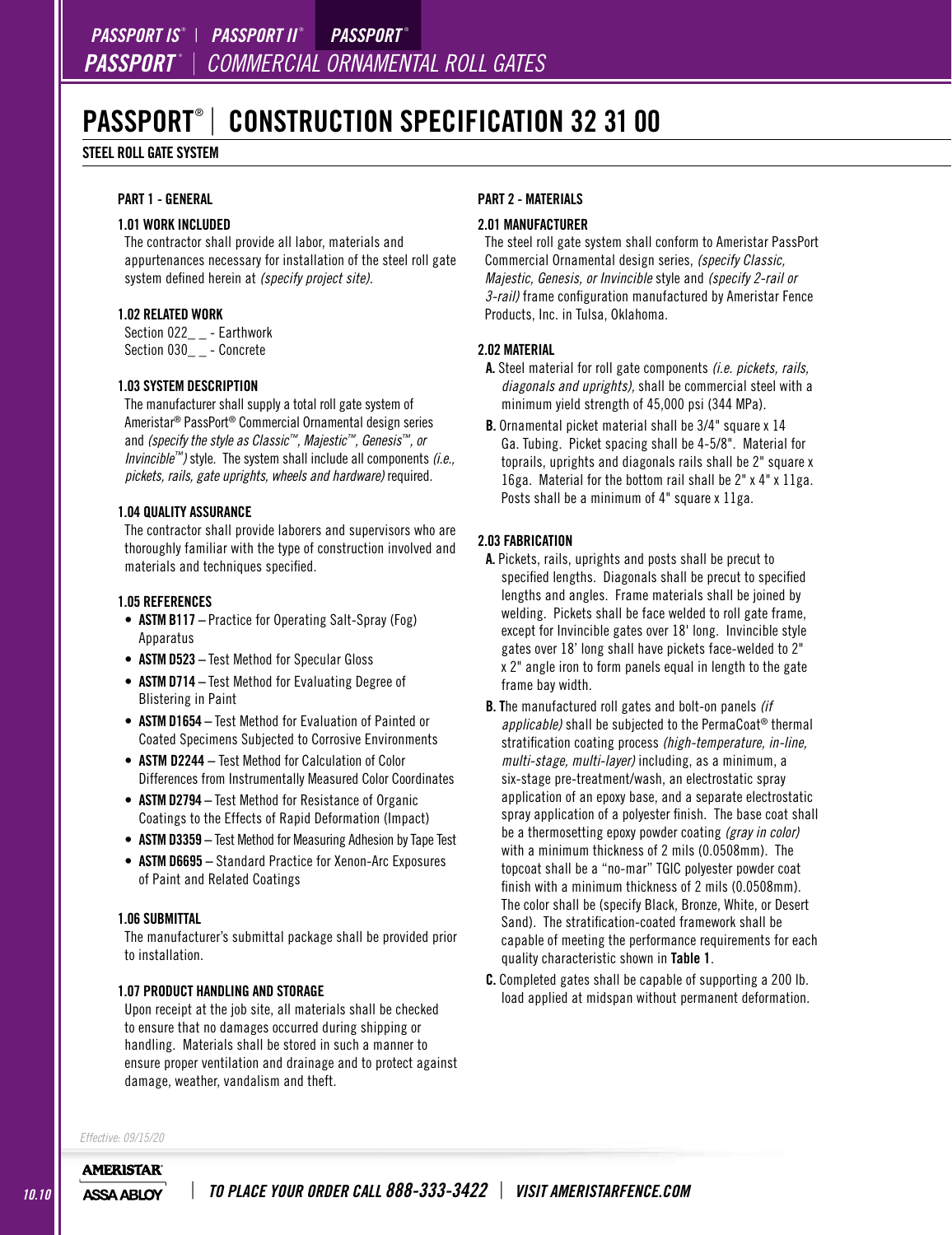# PASSPORT® | CONSTRUCTION SPECIFICATION 32 31 00

## STEEL ROLL GATE SYSTEM

### PART 1 - GENERAL

#### 1.01 WORK INCLUDED

The contractor shall provide all labor, materials and appurtenances necessary for installation of the steel roll gate system defined herein at *(specify project site)*.

#### 1.02 RELATED WORK

Section 022_ _ - Earthwork
Section 030_ _ - Concrete

#### 1.03 SYSTEM DESCRIPTION

The manufacturer shall supply a total roll gate system of Ameristar® PassPort® Commercial Ornamental design series and *(specify the style as Classic™, Majestic™, Genesis™, or Invincible™)* style. The system shall include all components *(i.e., pickets, rails, gate uprights, wheels and hardware)* required.

#### 1.04 QUALITY ASSURANCE

The contractor shall provide laborers and supervisors who are thoroughly familiar with the type of construction involved and materials and techniques specified.

#### 1.05 REFERENCES

- **ASTM B117** – Practice for Operating Salt-Spray (Fog) Apparatus
- **ASTM D523** – Test Method for Specular Gloss
- **ASTM D714** – Test Method for Evaluating Degree of Blistering in Paint
- **ASTM D1654** – Test Method for Evaluation of Painted or Coated Specimens Subjected to Corrosive Environments
- **ASTM D2244** – Test Method for Calculation of Color Differences from Instrumentally Measured Color Coordinates
- **ASTM D2794** – Test Method for Resistance of Organic Coatings to the Effects of Rapid Deformation (Impact)
- **ASTM D3359** – Test Method for Measuring Adhesion by Tape Test
- **ASTM D6695** – Standard Practice for Xenon-Arc Exposures of Paint and Related Coatings

#### 1.06 SUBMITTAL

The manufacturer's submittal package shall be provided prior to installation.

#### 1.07 PRODUCT HANDLING AND STORAGE

Upon receipt at the job site, all materials shall be checked to ensure that no damages occurred during shipping or handling. Materials shall be stored in such a manner to ensure proper ventilation and drainage and to protect against damage, weather, vandalism and theft.

### PART 2 - MATERIALS

#### 2.01 MANUFACTURER

The steel roll gate system shall conform to Ameristar PassPort Commercial Ornamental design series, *(specify Classic, Majestic, Genesis, or Invincible* style and *(specify 2-rail or 3-rail)* frame configuration manufactured by Ameristar Fence Products, Inc. in Tulsa, Oklahoma.

#### 2.02 MATERIAL

**A.** Steel material for roll gate components *(i.e. pickets, rails, diagonals and uprights)*, shall be commercial steel with a minimum yield strength of 45,000 psi (344 MPa).

**B.** Ornamental picket material shall be 3/4" square x 14 Ga. Tubing. Picket spacing shall be 4-5/8". Material for toprails, uprights and diagonals rails shall be 2" square x 16ga. Material for the bottom rail shall be 2" x 4" x 11ga. Posts shall be a minimum of 4" square x 11ga.

#### 2.03 FABRICATION

**A.** Pickets, rails, uprights and posts shall be precut to specified lengths. Diagonals shall be precut to specified lengths and angles. Frame materials shall be joined by welding. Pickets shall be face welded to roll gate frame, except for Invincible gates over 18' long. Invincible style gates over 18' long shall have pickets face-welded to 2" x 2" angle iron to form panels equal in length to the gate frame bay width.

**B.** The manufactured roll gates and bolt-on panels *(if applicable)* shall be subjected to the PermaCoat® thermal stratification coating process *(high-temperature, in-line, multi-stage, multi-layer)* including, as a minimum, a six-stage pre-treatment/wash, an electrostatic spray application of an epoxy base, and a separate electrostatic spray application of a polyester finish. The base coat shall be a thermosetting epoxy powder coating *(gray in color)* with a minimum thickness of 2 mils (0.0508mm). The topcoat shall be a "no-mar" TGIC polyester powder coat finish with a minimum thickness of 2 mils (0.0508mm). The color shall be (specify Black, Bronze, White, or Desert Sand). The stratification-coated framework shall be capable of meeting the performance requirements for each quality characteristic shown in **Table 1**.

**C.** Completed gates shall be capable of supporting a 200 lb. load applied at midspan without permanent deformation.

*Effective: 09/15/20*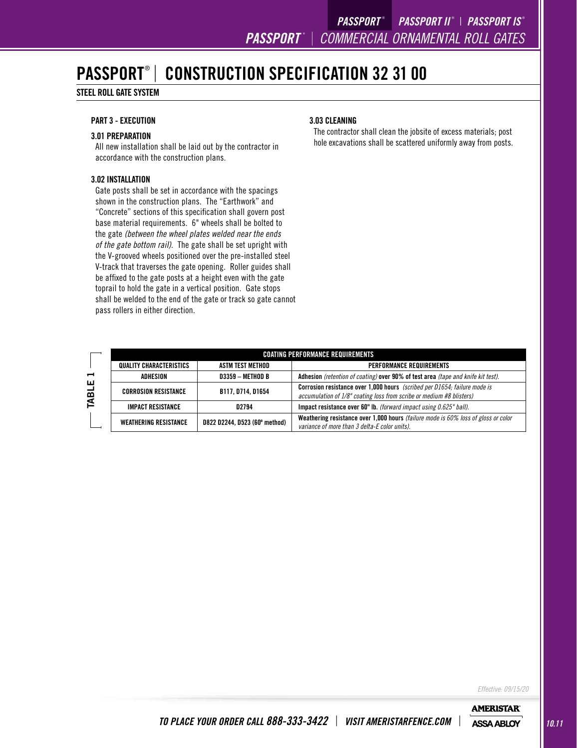# PASSPORT® | CONSTRUCTION SPECIFICATION 32 31 00

## STEEL ROLL GATE SYSTEM

### PART 3 - EXECUTION

#### 3.01 PREPARATION

All new installation shall be laid out by the contractor in accordance with the construction plans.

#### 3.02 INSTALLATION

Gate posts shall be set in accordance with the spacings shown in the construction plans. The "Earthwork" and "Concrete" sections of this specification shall govern post base material requirements. 6" wheels shall be bolted to the gate *(between the wheel plates welded near the ends of the gate bottom rail)*. The gate shall be set upright with the V-grooved wheels positioned over the pre-installed steel V-track that traverses the gate opening. Roller guides shall be affixed to the gate posts at a height even with the gate toprail to hold the gate in a vertical position. Gate stops shall be welded to the end of the gate or track so gate cannot pass rollers in either direction.

#### 3.03 CLEANING

The contractor shall clean the jobsite of excess materials; post hole excavations shall be scattered uniformly away from posts.

**TABLE 1**

| COATING PERFORMANCE REQUIREMENTS | | |
|---|---|---|
| **QUALITY CHARACTERISTICS** | **ASTM TEST METHOD** | **PERFORMANCE REQUIREMENTS** |
| **ADHESION** | **D3359 – METHOD B** | **Adhesion** *(retention of coating)* **over 90% of test area** *(tape and knife kit test)*. |
| **CORROSION RESISTANCE** | **B117, D714, D1654** | **Corrosion resistance over 1,000 hours** *(scribed per D1654; failure mode is accumulation of 1/8" coating loss from scribe or medium #8 blisters)* |
| **IMPACT RESISTANCE** | **D2794** | **Impact resistance over 60" lb.** *(forward impact using 0.625" ball)*. |
| **WEATHERING RESISTANCE** | **D822 D2244, D523 (60º method)** | **Weathering resistance over 1,000 hours** *(failure mode is 60% loss of gloss or color variance of more than 3 delta-E color units)*. |

*Effective: 09/15/20*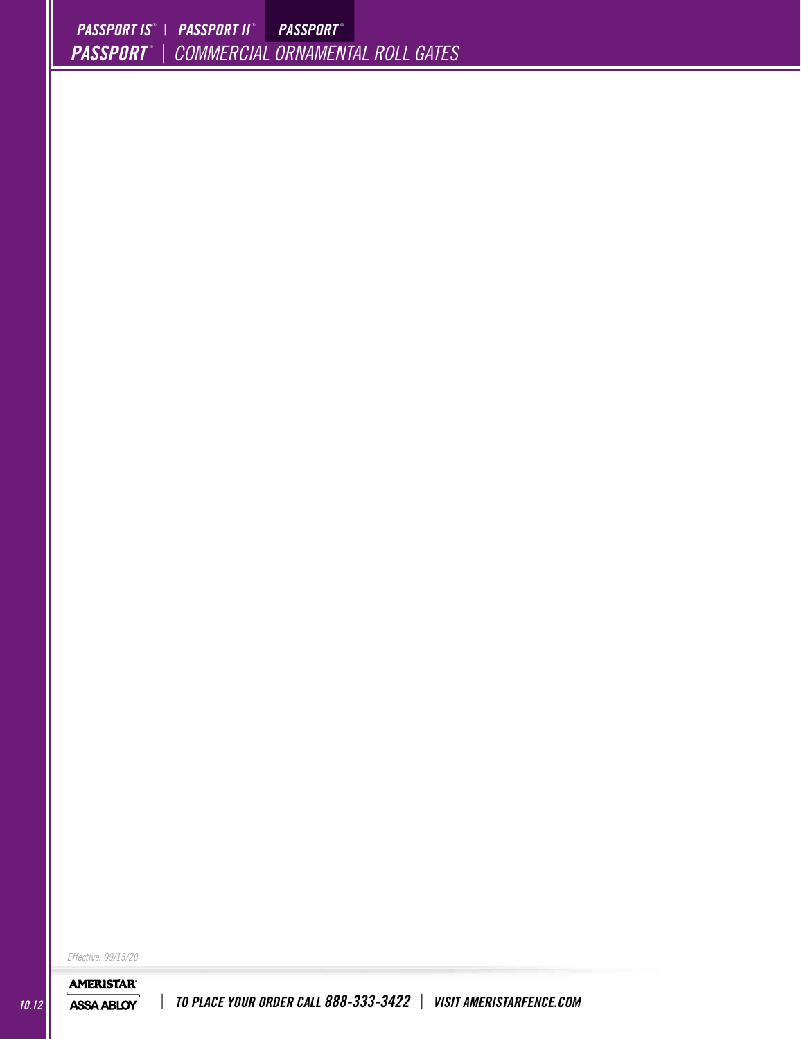Effective: 09/15/20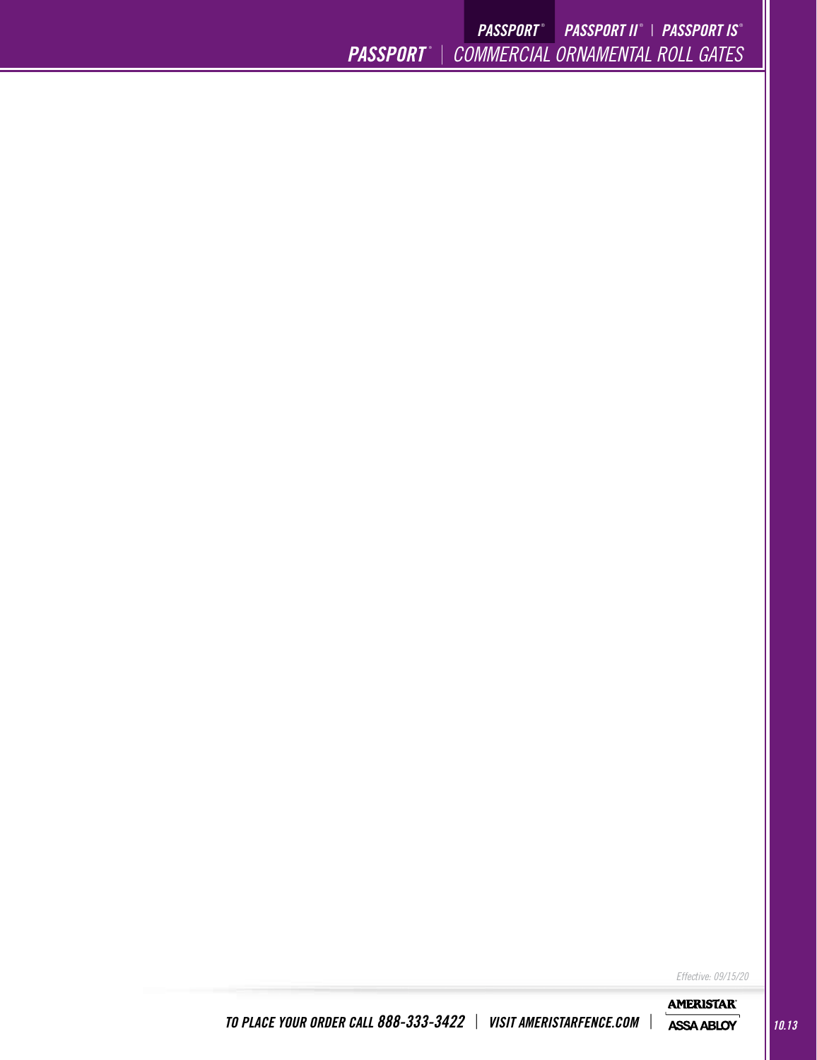Effective: 09/15/20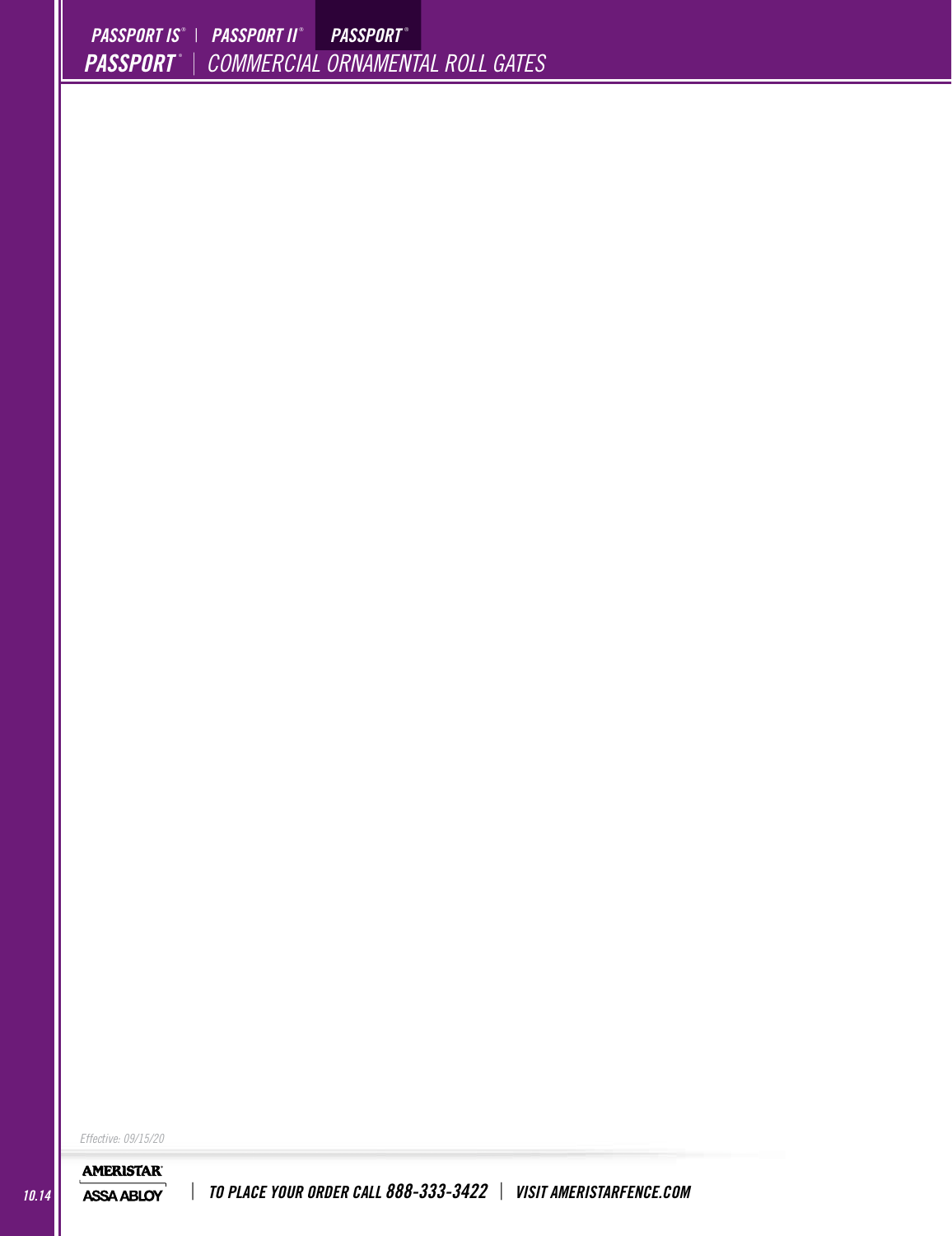Effective: 09/15/20